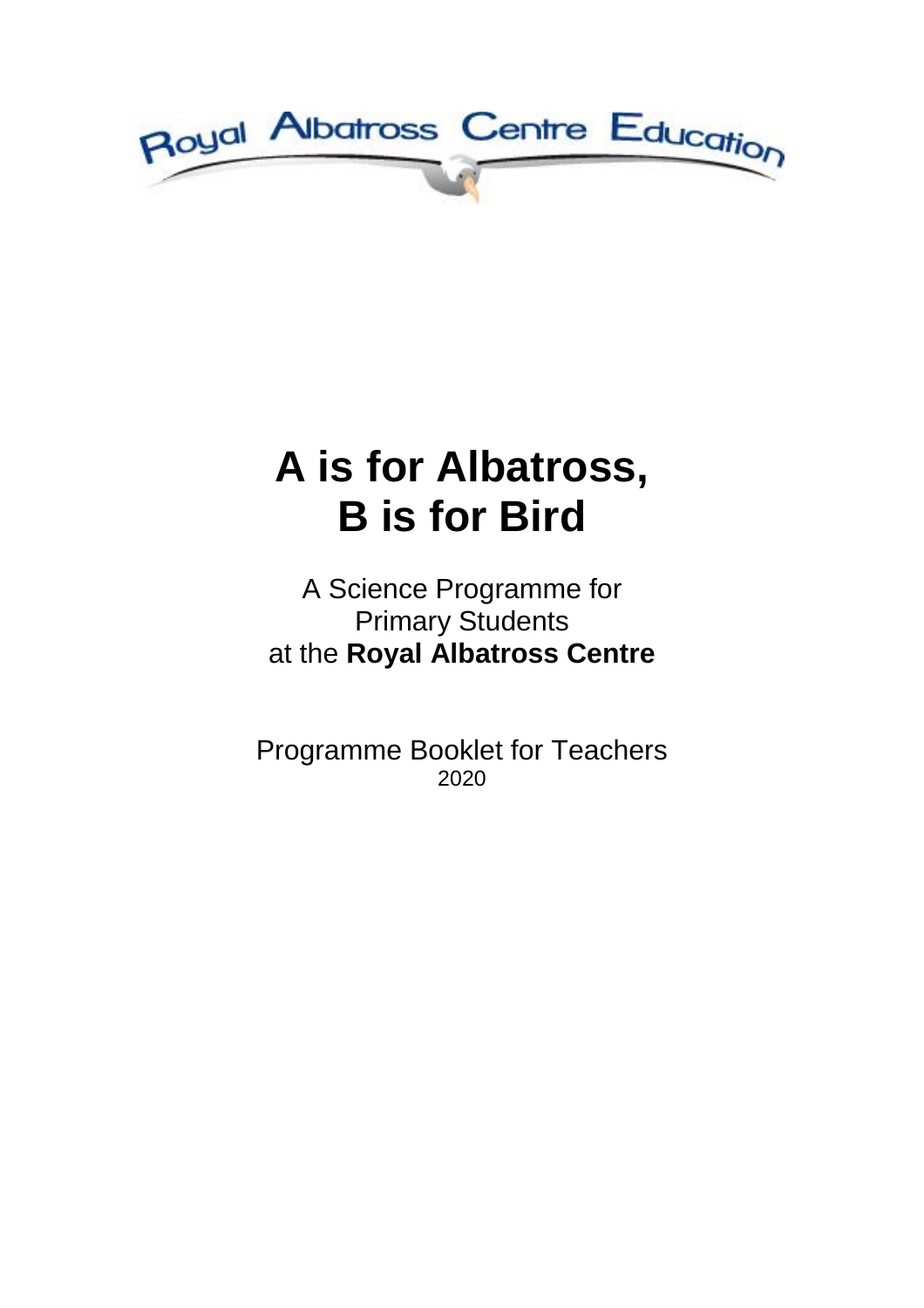Royal Albatross Centre Education

# A is for Albatross, B is for Bird

A Science Programme for
Primary Students
at the **Royal Albatross Centre**

Programme Booklet for Teachers
2020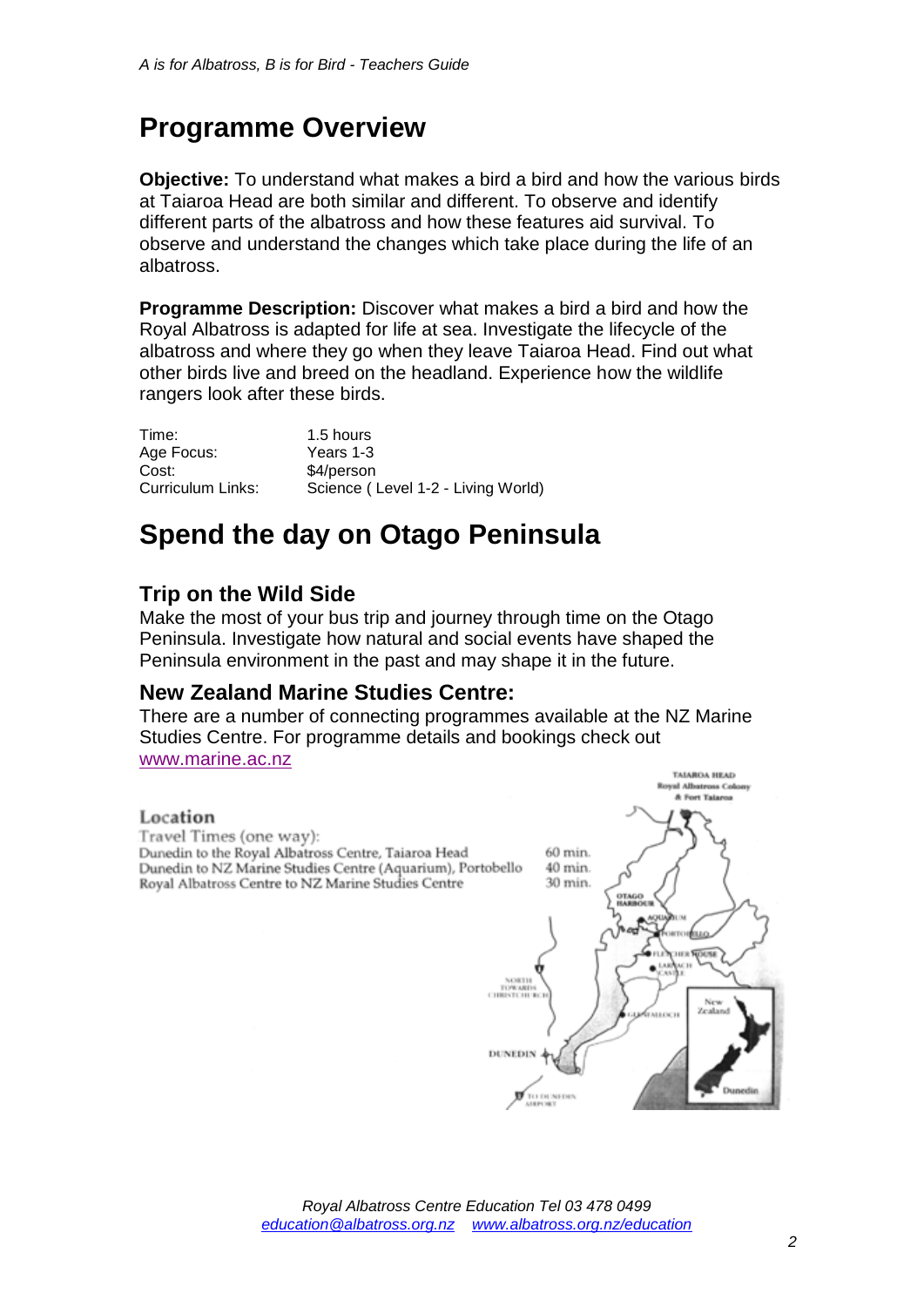# Programme Overview

**Objective:** To understand what makes a bird a bird and how the various birds at Taiaroa Head are both similar and different. To observe and identify different parts of the albatross and how these features aid survival. To observe and understand the changes which take place during the life of an albatross.

**Programme Description:** Discover what makes a bird a bird and how the Royal Albatross is adapted for life at sea. Investigate the lifecycle of the albatross and where they go when they leave Taiaroa Head. Find out what other birds live and breed on the headland. Experience how the wildlife rangers look after these birds.

| | |
|---|---|
| Time: | 1.5 hours |
| Age Focus: | Years 1-3 |
| Cost: | $4/person |
| Curriculum Links: | Science ( Level 1-2 - Living World) |

# Spend the day on Otago Peninsula

## Trip on the Wild Side

Make the most of your bus trip and journey through time on the Otago Peninsula. Investigate how natural and social events have shaped the Peninsula environment in the past and may shape it in the future.

## New Zealand Marine Studies Centre:

There are a number of connecting programmes available at the NZ Marine Studies Centre. For programme details and bookings check out [www.marine.ac.nz](http://www.marine.ac.nz)

### Location

Travel Times (one way):

| | |
|---|---|
| Dunedin to the Royal Albatross Centre, Taiaroa Head | 60 min. |
| Dunedin to NZ Marine Studies Centre (Aquarium), Portobello | 40 min. |
| Royal Albatross Centre to NZ Marine Studies Centre | 30 min. |

TAIAROA HEAD Royal Albatross Colony & Fort Taiaroa

OTAGO HARBOUR · AQUARIUM · PORTOBELLO · FLETCHER HOUSE · LARNACH CASTLE · GLENFALLOCH · NORTH TOWARDS CHRISTCHURCH · DUNEDIN · TO DUNEDIN AIRPORT · New Zealand · Dunedin

Royal Albatross Centre Education Tel 03 478 0499
[education@albatross.org.nz](mailto:education@albatross.org.nz) [www.albatross.org.nz/education](http://www.albatross.org.nz/education)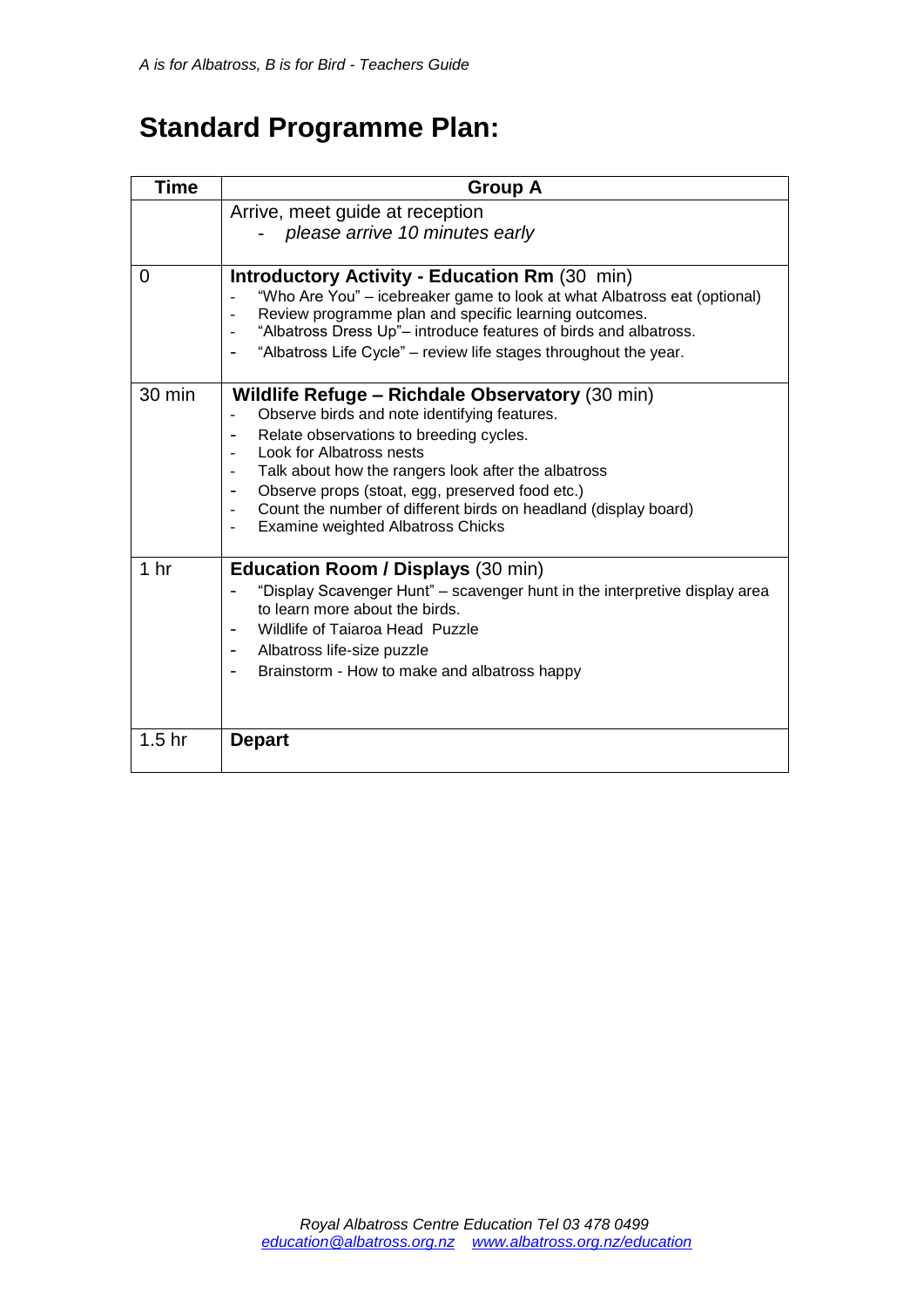## Standard Programme Plan:

| Time | Group A |
| --- | --- |
| | Arrive, meet guide at reception<br>- *please arrive 10 minutes early* |
| 0 | **Introductory Activity - Education Rm** (30 min)<br>- "Who Are You" – icebreaker game to look at what Albatross eat (optional)<br>- Review programme plan and specific learning outcomes.<br>- "Albatross Dress Up"– introduce features of birds and albatross.<br>- "Albatross Life Cycle" – review life stages throughout the year. |
| 30 min | **Wildlife Refuge – Richdale Observatory** (30 min)<br>- Observe birds and note identifying features.<br>- Relate observations to breeding cycles.<br>- Look for Albatross nests<br>- Talk about how the rangers look after the albatross<br>- Observe props (stoat, egg, preserved food etc.)<br>- Count the number of different birds on headland (display board)<br>- Examine weighted Albatross Chicks |
| 1 hr | **Education Room / Displays** (30 min)<br>- "Display Scavenger Hunt" – scavenger hunt in the interpretive display area to learn more about the birds.<br>- Wildlife of Taiaroa Head Puzzle<br>- Albatross life-size puzzle<br>- Brainstorm - How to make and albatross happy |
| 1.5 hr | **Depart** |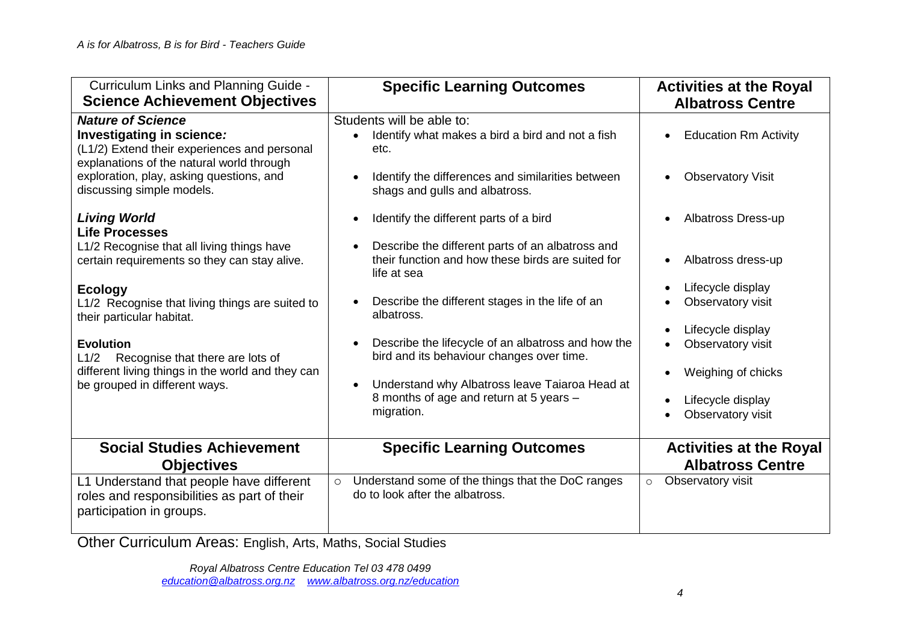| Curriculum Links and Planning Guide - **Science Achievement Objectives** | **Specific Learning Outcomes** | **Activities at the Royal Albatross Centre** |
|---|---|---|
| ***Nature of Science*** **Investigating in science*:*** (L1/2) Extend their experiences and personal explanations of the natural world through exploration, play, asking questions, and discussing simple models. | Students will be able to: <br>• Identify what makes a bird a bird and not a fish etc. <br>• Identify the differences and similarities between shags and gulls and albatross. | • Education Rm Activity <br>• Observatory Visit |
| ***Living World*** **Life Processes** L1/2 Recognise that all living things have certain requirements so they can stay alive. | • Identify the different parts of a bird <br>• Describe the different parts of an albatross and their function and how these birds are suited for life at sea | • Albatross Dress-up <br>• Albatross dress-up |
| **Ecology** L1/2 Recognise that living things are suited to their particular habitat. | • Describe the different stages in the life of an albatross. | • Lifecycle display <br>• Observatory visit |
| **Evolution** L1/2 Recognise that there are lots of different living things in the world and they can be grouped in different ways. | • Describe the lifecycle of an albatross and how the bird and its behaviour changes over time. <br>• Understand why Albatross leave Taiaroa Head at 8 months of age and return at 5 years – migration. | • Lifecycle display <br>• Observatory visit <br>• Weighing of chicks <br>• Lifecycle display <br>• Observatory visit |
| **Social Studies Achievement Objectives** | **Specific Learning Outcomes** | **Activities at the Royal Albatross Centre** |
| L1 Understand that people have different roles and responsibilities as part of their participation in groups. | ○ Understand some of the things that the DoC ranges do to look after the albatross. | ○ Observatory visit |

Other Curriculum Areas: English, Arts, Maths, Social Studies

*Royal Albatross Centre Education Tel 03 478 0499*
*education@albatross.org.nz www.albatross.org.nz/education*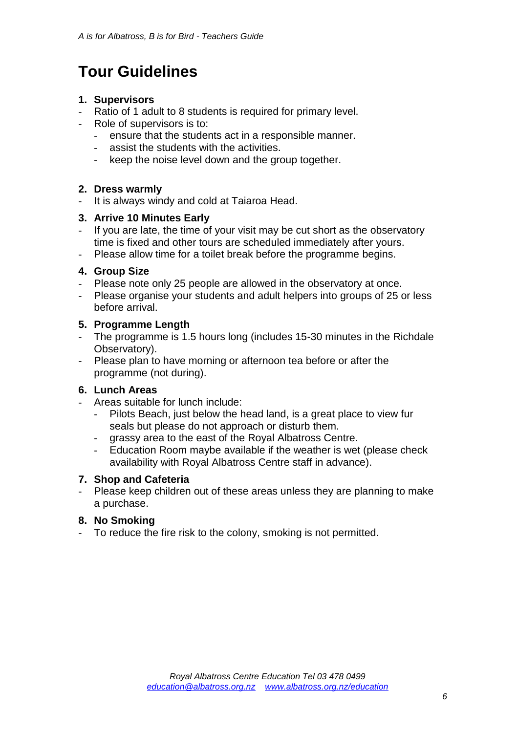# Tour Guidelines

1. **Supervisors**
   - Ratio of 1 adult to 8 students is required for primary level.
   - Role of supervisors is to:
     - ensure that the students act in a responsible manner.
     - assist the students with the activities.
     - keep the noise level down and the group together.

2. **Dress warmly**
   - It is always windy and cold at Taiaroa Head.

3. **Arrive 10 Minutes Early**
   - If you are late, the time of your visit may be cut short as the observatory time is fixed and other tours are scheduled immediately after yours.
   - Please allow time for a toilet break before the programme begins.

4. **Group Size**
   - Please note only 25 people are allowed in the observatory at once.
   - Please organise your students and adult helpers into groups of 25 or less before arrival.

5. **Programme Length**
   - The programme is 1.5 hours long (includes 15-30 minutes in the Richdale Observatory).
   - Please plan to have morning or afternoon tea before or after the programme (not during).

6. **Lunch Areas**
   - Areas suitable for lunch include:
     - Pilots Beach, just below the head land, is a great place to view fur seals but please do not approach or disturb them.
     - grassy area to the east of the Royal Albatross Centre.
     - Education Room maybe available if the weather is wet (please check availability with Royal Albatross Centre staff in advance).

7. **Shop and Cafeteria**
   - Please keep children out of these areas unless they are planning to make a purchase.

8. **No Smoking**
   - To reduce the fire risk to the colony, smoking is not permitted.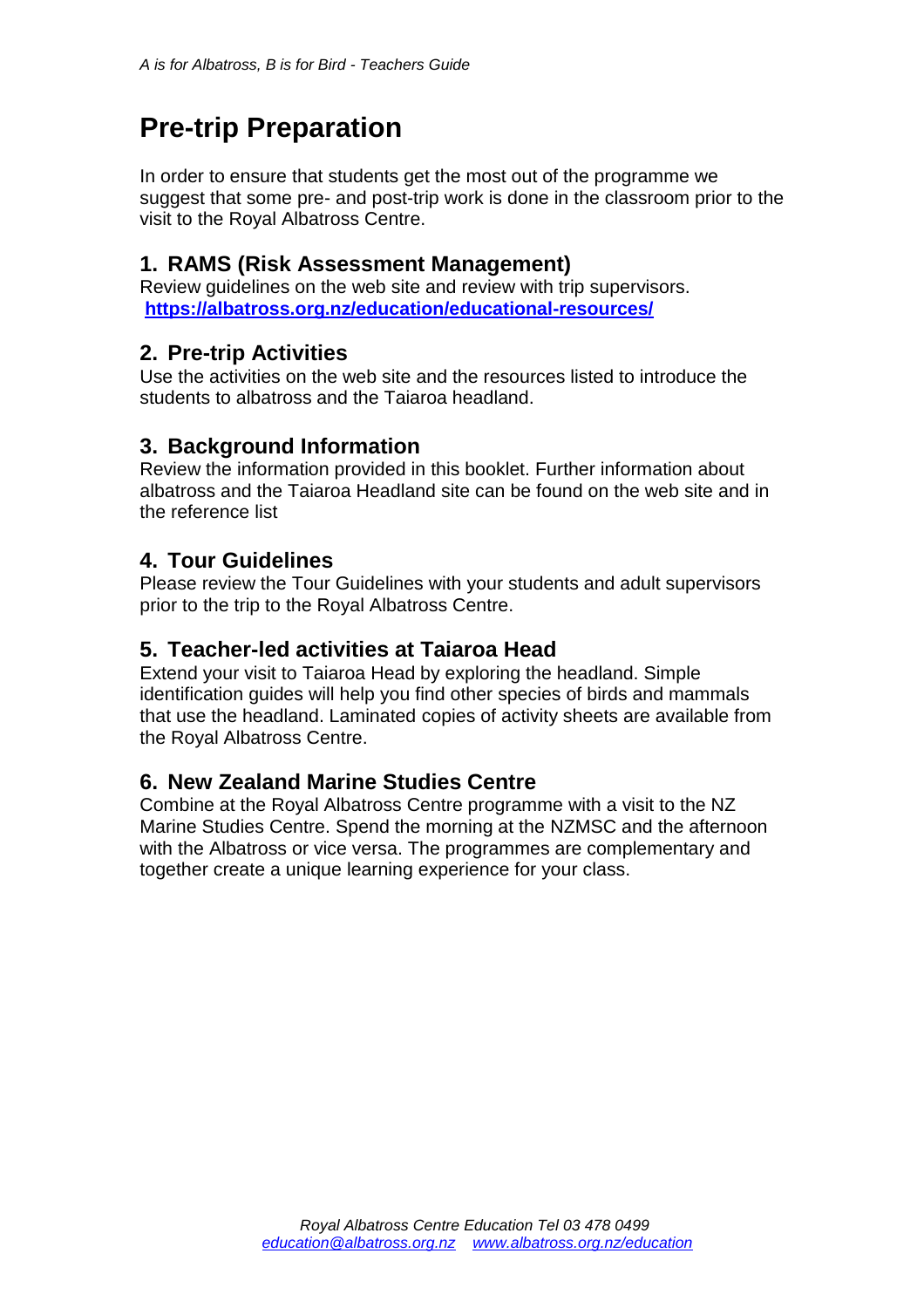# Pre-trip Preparation

In order to ensure that students get the most out of the programme we suggest that some pre- and post-trip work is done in the classroom prior to the visit to the Royal Albatross Centre.

## 1. RAMS (Risk Assessment Management)

Review guidelines on the web site and review with trip supervisors.
**https://albatross.org.nz/education/educational-resources/**

## 2. Pre-trip Activities

Use the activities on the web site and the resources listed to introduce the students to albatross and the Taiaroa headland.

## 3. Background Information

Review the information provided in this booklet. Further information about albatross and the Taiaroa Headland site can be found on the web site and in the reference list

## 4. Tour Guidelines

Please review the Tour Guidelines with your students and adult supervisors prior to the trip to the Royal Albatross Centre.

## 5. Teacher-led activities at Taiaroa Head

Extend your visit to Taiaroa Head by exploring the headland. Simple identification guides will help you find other species of birds and mammals that use the headland. Laminated copies of activity sheets are available from the Royal Albatross Centre.

## 6. New Zealand Marine Studies Centre

Combine at the Royal Albatross Centre programme with a visit to the NZ Marine Studies Centre. Spend the morning at the NZMSC and the afternoon with the Albatross or vice versa. The programmes are complementary and together create a unique learning experience for your class.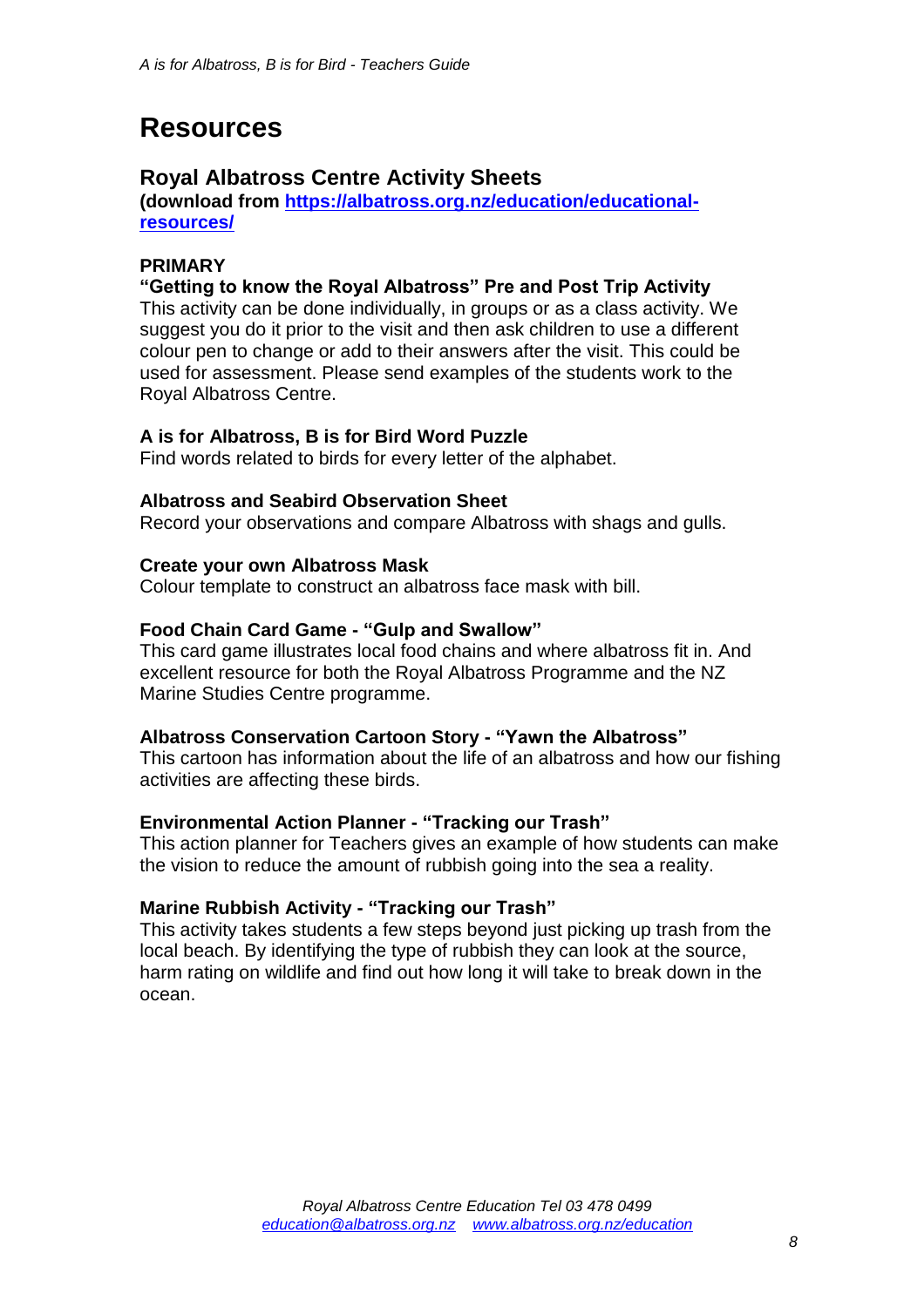# Resources

## Royal Albatross Centre Activity Sheets

**(download from [https://albatross.org.nz/education/educational-resources/](https://albatross.org.nz/education/educational-resources/)**

**PRIMARY**

**"Getting to know the Royal Albatross" Pre and Post Trip Activity**

This activity can be done individually, in groups or as a class activity. We suggest you do it prior to the visit and then ask children to use a different colour pen to change or add to their answers after the visit. This could be used for assessment. Please send examples of the students work to the Royal Albatross Centre.

**A is for Albatross, B is for Bird Word Puzzle**

Find words related to birds for every letter of the alphabet.

**Albatross and Seabird Observation Sheet**

Record your observations and compare Albatross with shags and gulls.

**Create your own Albatross Mask**

Colour template to construct an albatross face mask with bill.

**Food Chain Card Game - "Gulp and Swallow"**

This card game illustrates local food chains and where albatross fit in. And excellent resource for both the Royal Albatross Programme and the NZ Marine Studies Centre programme.

**Albatross Conservation Cartoon Story - "Yawn the Albatross"**

This cartoon has information about the life of an albatross and how our fishing activities are affecting these birds.

**Environmental Action Planner - "Tracking our Trash"**

This action planner for Teachers gives an example of how students can make the vision to reduce the amount of rubbish going into the sea a reality.

**Marine Rubbish Activity - "Tracking our Trash"**

This activity takes students a few steps beyond just picking up trash from the local beach. By identifying the type of rubbish they can look at the source, harm rating on wildlife and find out how long it will take to break down in the ocean.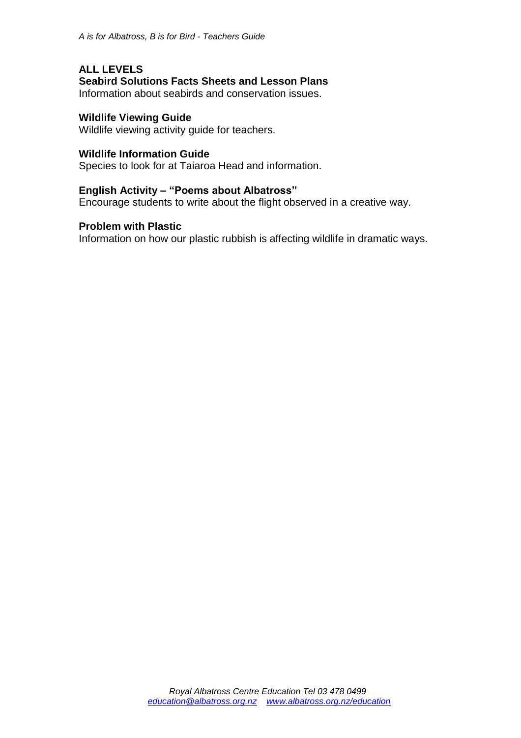## ALL LEVELS

**Seabird Solutions Facts Sheets and Lesson Plans**
Information about seabirds and conservation issues.

**Wildlife Viewing Guide**
Wildlife viewing activity guide for teachers.

**Wildlife Information Guide**
Species to look for at Taiaroa Head and information.

**English Activity – "Poems about Albatross"**
Encourage students to write about the flight observed in a creative way.

**Problem with Plastic**
Information on how our plastic rubbish is affecting wildlife in dramatic ways.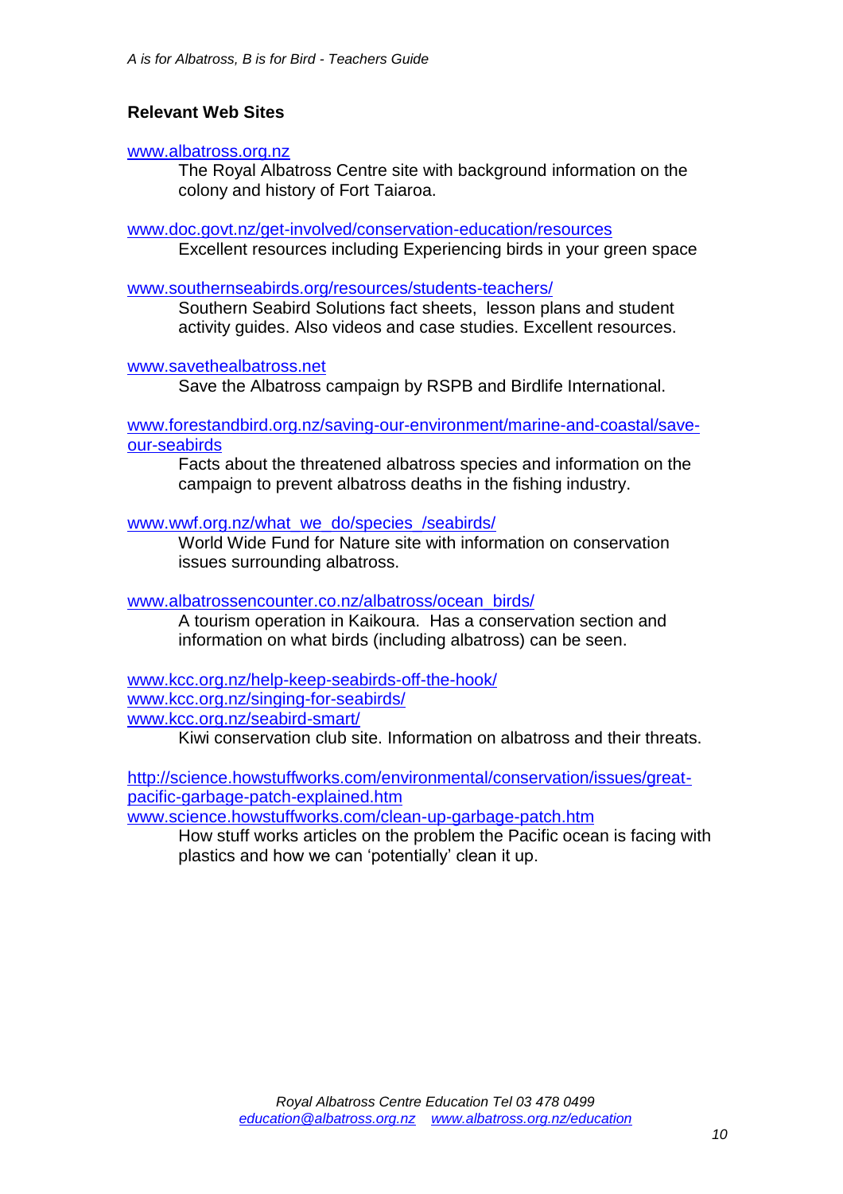## Relevant Web Sites

www.albatross.org.nz

The Royal Albatross Centre site with background information on the colony and history of Fort Taiaroa.

www.doc.govt.nz/get-involved/conservation-education/resources

Excellent resources including Experiencing birds in your green space

www.southernseabirds.org/resources/students-teachers/

Southern Seabird Solutions fact sheets, lesson plans and student activity guides. Also videos and case studies. Excellent resources.

www.savethealbatross.net

Save the Albatross campaign by RSPB and Birdlife International.

www.forestandbird.org.nz/saving-our-environment/marine-and-coastal/save-our-seabirds

Facts about the threatened albatross species and information on the campaign to prevent albatross deaths in the fishing industry.

www.wwf.org.nz/what_we_do/species_/seabirds/

World Wide Fund for Nature site with information on conservation issues surrounding albatross.

www.albatrossencounter.co.nz/albatross/ocean_birds/

A tourism operation in Kaikoura. Has a conservation section and information on what birds (including albatross) can be seen.

www.kcc.org.nz/help-keep-seabirds-off-the-hook/
www.kcc.org.nz/singing-for-seabirds/
www.kcc.org.nz/seabird-smart/

Kiwi conservation club site. Information on albatross and their threats.

http://science.howstuffworks.com/environmental/conservation/issues/great-pacific-garbage-patch-explained.htm
www.science.howstuffworks.com/clean-up-garbage-patch.htm

How stuff works articles on the problem the Pacific ocean is facing with plastics and how we can 'potentially' clean it up.

*Royal Albatross Centre Education Tel 03 478 0499*
*education@albatross.org.nz www.albatross.org.nz/education*